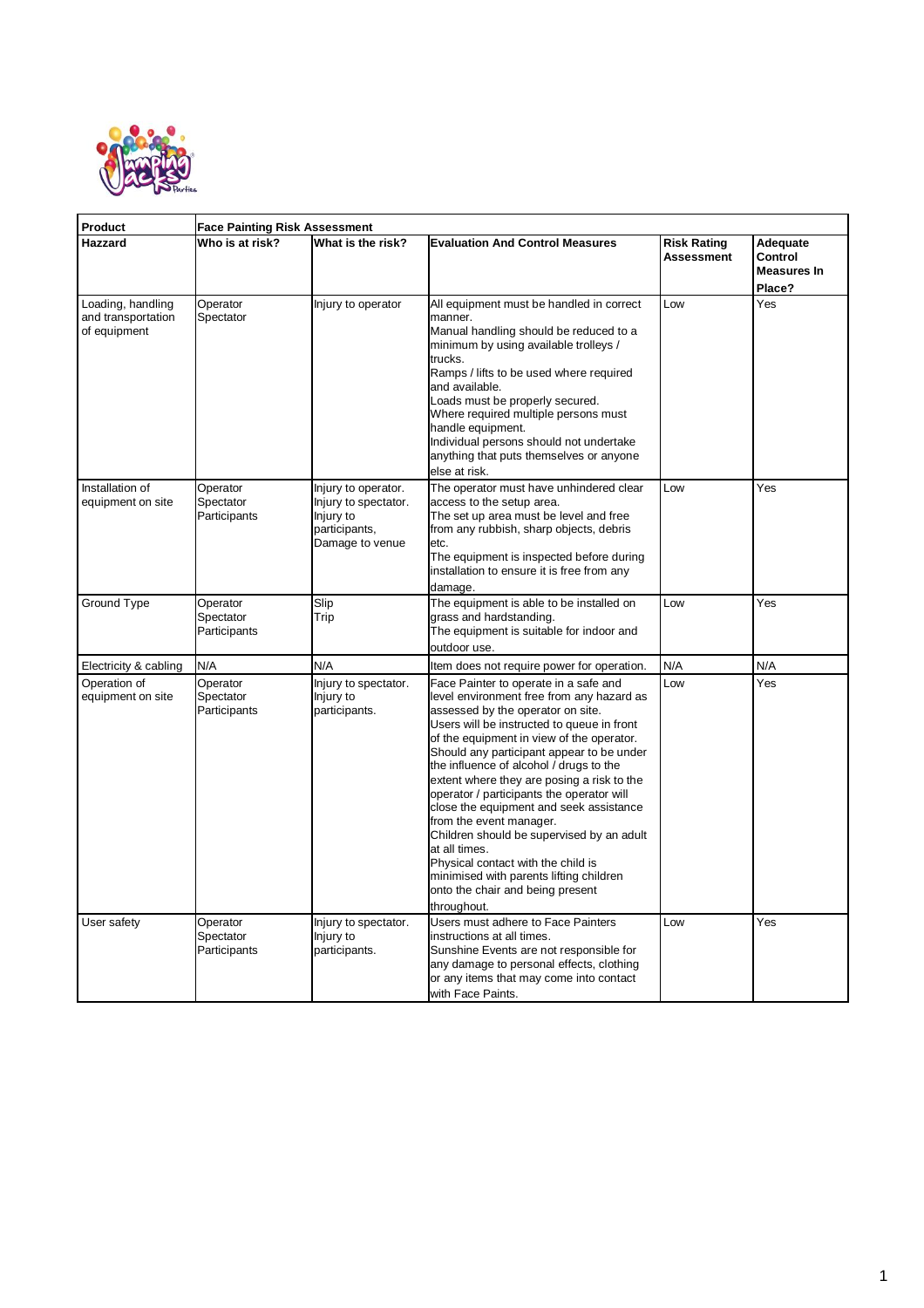| Product | Face Painting Risk Assessment | | | | |
|---|---|---|---|---|---|
| **Hazzard** | **Who is at risk?** | **What is the risk?** | **Evaluation And Control Measures** | **Risk Rating Assessment** | **Adequate Control Measures In Place?** |
| Loading, handling and transportation of equipment | Operator<br>Spectator | Injury to operator | All equipment must be handled in correct manner.<br>Manual handling should be reduced to a minimum by using available trolleys / trucks.<br>Ramps / lifts to be used where required and available.<br>Loads must be properly secured.<br>Where required multiple persons must handle equipment.<br>Individual persons should not undertake anything that puts themselves or anyone else at risk. | Low | Yes |
| Installation of equipment on site | Operator<br>Spectator<br>Participants | Injury to operator.<br>Injury to spectator.<br>Injury to participants,<br>Damage to venue | The operator must have unhindered clear access to the setup area.<br>The set up area must be level and free from any rubbish, sharp objects, debris etc.<br>The equipment is inspected before during installation to ensure it is free from any damage. | Low | Yes |
| Ground Type | Operator<br>Spectator<br>Participants | Slip<br>Trip | The equipment is able to be installed on grass and hardstanding.<br>The equipment is suitable for indoor and outdoor use. | Low | Yes |
| Electricity & cabling | N/A | N/A | Item does not require power for operation. | N/A | N/A |
| Operation of equipment on site | Operator<br>Spectator<br>Participants | Injury to spectator.<br>Injury to participants. | Face Painter to operate in a safe and level environment free from any hazard as assessed by the operator on site.<br>Users will be instructed to queue in front of the equipment in view of the operator.<br>Should any participant appear to be under the influence of alcohol / drugs to the extent where they are posing a risk to the operator / participants the operator will close the equipment and seek assistance from the event manager.<br>Children should be supervised by an adult at all times.<br>Physical contact with the child is minimised with parents lifting children onto the chair and being present throughout. | Low | Yes |
| User safety | Operator<br>Spectator<br>Participants | Injury to spectator.<br>Injury to participants. | Users must adhere to Face Painters instructions at all times.<br>Sunshine Events are not responsible for any damage to personal effects, clothing or any items that may come into contact with Face Paints. | Low | Yes |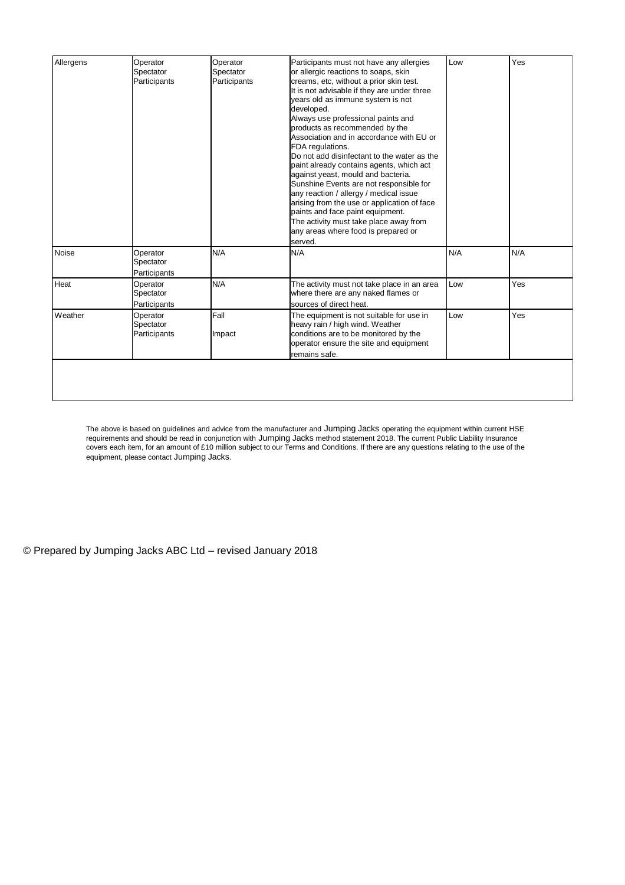| | | | | | |
|---|---|---|---|---|---|
| Allergens | Operator<br>Spectator<br>Participants | Operator<br>Spectator<br>Participants | Participants must not have any allergies or allergic reactions to soaps, skin creams, etc, without a prior skin test.<br>It is not advisable if they are under three years old as immune system is not developed.<br>Always use professional paints and products as recommended by the Association and in accordance with EU or FDA regulations.<br>Do not add disinfectant to the water as the paint already contains agents, which act against yeast, mould and bacteria.<br>Sunshine Events are not responsible for any reaction / allergy / medical issue arising from the use or application of face paints and face paint equipment.<br>The activity must take place away from any areas where food is prepared or served. | Low | Yes |
| Noise | Operator<br>Spectator<br>Participants | N/A | N/A | N/A | N/A |
| Heat | Operator<br>Spectator<br>Participants | N/A | The activity must not take place in an area where there are any naked flames or sources of direct heat. | Low | Yes |
| Weather | Operator<br>Spectator<br>Participants | Fall<br>Impact | The equipment is not suitable for use in heavy rain / high wind. Weather conditions are to be monitored by the operator ensure the site and equipment remains safe. | Low | Yes |
| | | | | | |

The above is based on guidelines and advice from the manufacturer and Jumping Jacks operating the equipment within current HSE requirements and should be read in conjunction with Jumping Jacks method statement 2018. The current Public Liability Insurance covers each item, for an amount of £10 million subject to our Terms and Conditions. If there are any questions relating to the use of the equipment, please contact Jumping Jacks.

© Prepared by Jumping Jacks ABC Ltd – revised January 2018